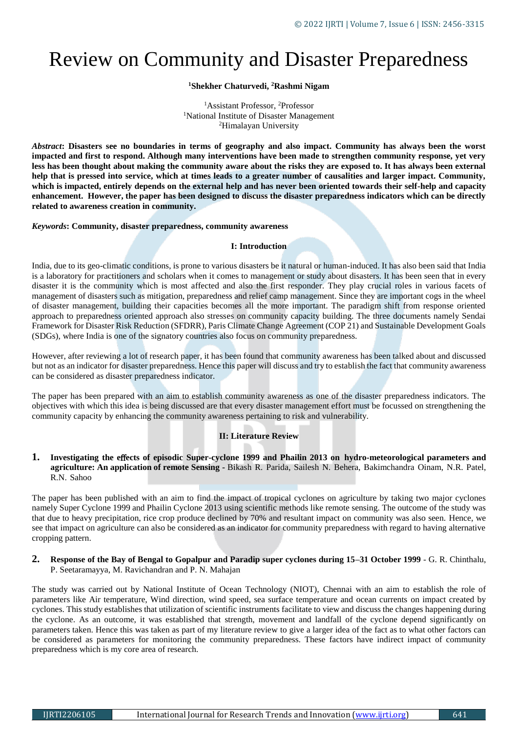# Review on Community and Disaster Preparedness

**[1]Shekher Chaturvedi, [2]Rashmi Nigam**

[1]Assistant Professor, [2]Professor
[1]National Institute of Disaster Management
[2]Himalayan University

*Abstract*: **Disasters see no boundaries in terms of geography and also impact. Community has always been the worst impacted and first to respond. Although many interventions have been made to strengthen community response, yet very less has been thought about making the community aware about the risks they are exposed to. It has always been external help that is pressed into service, which at times leads to a greater number of causalities and larger impact. Community, which is impacted, entirely depends on the external help and has never been oriented towards their self-help and capacity enhancement. However, the paper has been designed to discuss the disaster preparedness indicators which can be directly related to awareness creation in community.**

*Keywords*: **Community, disaster preparedness, community awareness**

## I: Introduction

India, due to its geo-climatic conditions, is prone to various disasters be it natural or human-induced. It has also been said that India is a laboratory for practitioners and scholars when it comes to management or study about disasters. It has been seen that in every disaster it is the community which is most affected and also the first responder. They play crucial roles in various facets of management of disasters such as mitigation, preparedness and relief camp management. Since they are important cogs in the wheel of disaster management, building their capacities becomes all the more important. The paradigm shift from response oriented approach to preparedness oriented approach also stresses on community capacity building. The three documents namely Sendai Framework for Disaster Risk Reduction (SFDRR), Paris Climate Change Agreement (COP 21) and Sustainable Development Goals (SDGs), where India is one of the signatory countries also focus on community preparedness.

However, after reviewing a lot of research paper, it has been found that community awareness has been talked about and discussed but not as an indicator for disaster preparedness. Hence this paper will discuss and try to establish the fact that community awareness can be considered as disaster preparedness indicator.

The paper has been prepared with an aim to establish community awareness as one of the disaster preparedness indicators. The objectives with which this idea is being discussed are that every disaster management effort must be focussed on strengthening the community capacity by enhancing the community awareness pertaining to risk and vulnerability.

## II: Literature Review

1. **Investigating the effects of episodic Super-cyclone 1999 and Phailin 2013 on hydro-meteorological parameters and agriculture: An application of remote Sensing** - Bikash R. Parida, Sailesh N. Behera, Bakimchandra Oinam, N.R. Patel, R.N. Sahoo

The paper has been published with an aim to find the impact of tropical cyclones on agriculture by taking two major cyclones namely Super Cyclone 1999 and Phailin Cyclone 2013 using scientific methods like remote sensing. The outcome of the study was that due to heavy precipitation, rice crop produce declined by 70% and resultant impact on community was also seen. Hence, we see that impact on agriculture can also be considered as an indicator for community preparedness with regard to having alternative cropping pattern.

2. **Response of the Bay of Bengal to Gopalpur and Paradip super cyclones during 15–31 October 1999** - G. R. Chinthalu, P. Seetaramayya, M. Ravichandran and P. N. Mahajan

The study was carried out by National Institute of Ocean Technology (NIOT), Chennai with an aim to establish the role of parameters like Air temperature, Wind direction, wind speed, sea surface temperature and ocean currents on impact created by cyclones. This study establishes that utilization of scientific instruments facilitate to view and discuss the changes happening during the cyclone. As an outcome, it was established that strength, movement and landfall of the cyclone depend significantly on parameters taken. Hence this was taken as part of my literature review to give a larger idea of the fact as to what other factors can be considered as parameters for monitoring the community preparedness. These factors have indirect impact of community preparedness which is my core area of research.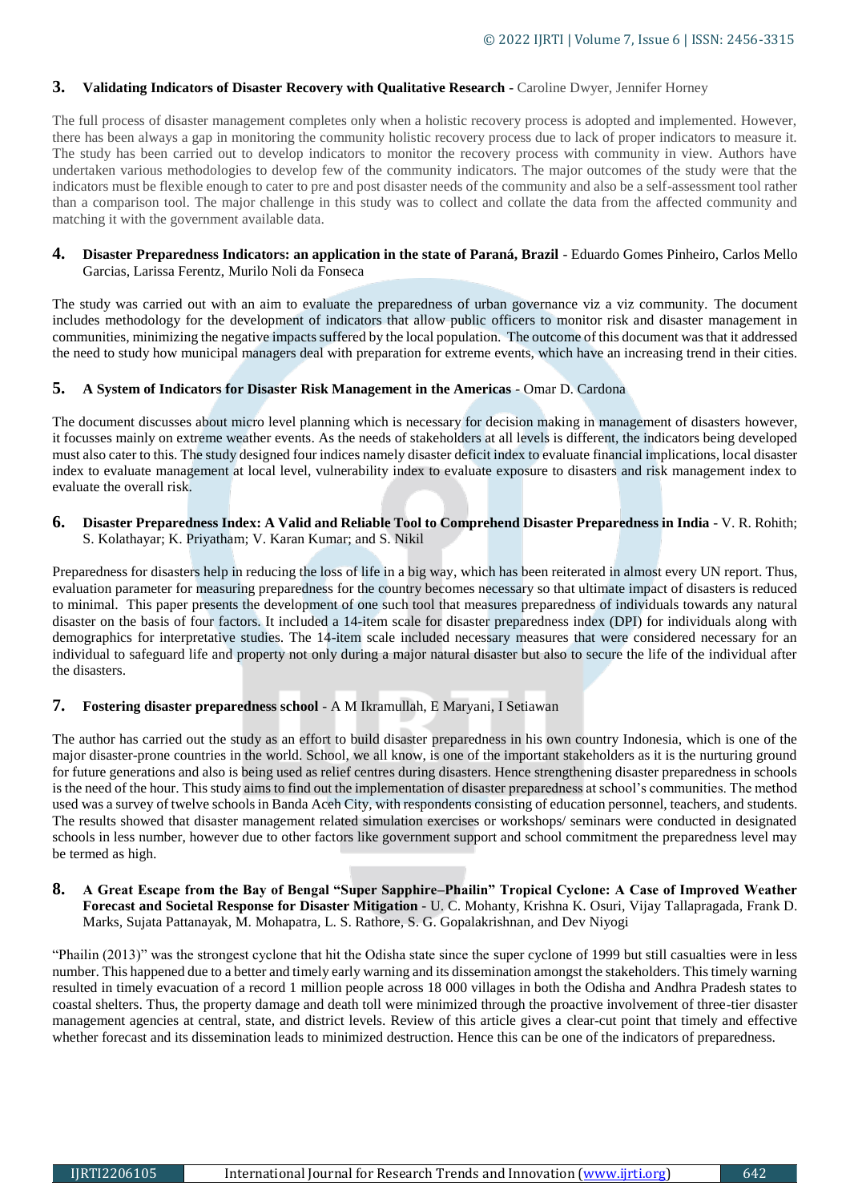**3. Validating Indicators of Disaster Recovery with Qualitative Research** - Caroline Dwyer, Jennifer Horney

The full process of disaster management completes only when a holistic recovery process is adopted and implemented. However, there has been always a gap in monitoring the community holistic recovery process due to lack of proper indicators to measure it. The study has been carried out to develop indicators to monitor the recovery process with community in view. Authors have undertaken various methodologies to develop few of the community indicators. The major outcomes of the study were that the indicators must be flexible enough to cater to pre and post disaster needs of the community and also be a self-assessment tool rather than a comparison tool. The major challenge in this study was to collect and collate the data from the affected community and matching it with the government available data.

**4. Disaster Preparedness Indicators: an application in the state of Paraná, Brazil** - Eduardo Gomes Pinheiro, Carlos Mello Garcias, Larissa Ferentz, Murilo Noli da Fonseca

The study was carried out with an aim to evaluate the preparedness of urban governance viz a viz community. The document includes methodology for the development of indicators that allow public officers to monitor risk and disaster management in communities, minimizing the negative impacts suffered by the local population. The outcome of this document was that it addressed the need to study how municipal managers deal with preparation for extreme events, which have an increasing trend in their cities.

**5. A System of Indicators for Disaster Risk Management in the Americas** - Omar D. Cardona

The document discusses about micro level planning which is necessary for decision making in management of disasters however, it focusses mainly on extreme weather events. As the needs of stakeholders at all levels is different, the indicators being developed must also cater to this. The study designed four indices namely disaster deficit index to evaluate financial implications, local disaster index to evaluate management at local level, vulnerability index to evaluate exposure to disasters and risk management index to evaluate the overall risk.

**6. Disaster Preparedness Index: A Valid and Reliable Tool to Comprehend Disaster Preparedness in India** - V. R. Rohith; S. Kolathayar; K. Priyatham; V. Karan Kumar; and S. Nikil

Preparedness for disasters help in reducing the loss of life in a big way, which has been reiterated in almost every UN report. Thus, evaluation parameter for measuring preparedness for the country becomes necessary so that ultimate impact of disasters is reduced to minimal. This paper presents the development of one such tool that measures preparedness of individuals towards any natural disaster on the basis of four factors. It included a 14-item scale for disaster preparedness index (DPI) for individuals along with demographics for interpretative studies. The 14-item scale included necessary measures that were considered necessary for an individual to safeguard life and property not only during a major natural disaster but also to secure the life of the individual after the disasters.

**7. Fostering disaster preparedness school** - A M Ikramullah, E Maryani, I Setiawan

The author has carried out the study as an effort to build disaster preparedness in his own country Indonesia, which is one of the major disaster-prone countries in the world. School, we all know, is one of the important stakeholders as it is the nurturing ground for future generations and also is being used as relief centres during disasters. Hence strengthening disaster preparedness in schools is the need of the hour. This study aims to find out the implementation of disaster preparedness at school's communities. The method used was a survey of twelve schools in Banda Aceh City, with respondents consisting of education personnel, teachers, and students. The results showed that disaster management related simulation exercises or workshops/ seminars were conducted in designated schools in less number, however due to other factors like government support and school commitment the preparedness level may be termed as high.

**8. A Great Escape from the Bay of Bengal "Super Sapphire–Phailin" Tropical Cyclone: A Case of Improved Weather Forecast and Societal Response for Disaster Mitigation** - U. C. Mohanty, Krishna K. Osuri, Vijay Tallapragada, Frank D. Marks, Sujata Pattanayak, M. Mohapatra, L. S. Rathore, S. G. Gopalakrishnan, and Dev Niyogi

"Phailin (2013)" was the strongest cyclone that hit the Odisha state since the super cyclone of 1999 but still casualties were in less number. This happened due to a better and timely early warning and its dissemination amongst the stakeholders. This timely warning resulted in timely evacuation of a record 1 million people across 18 000 villages in both the Odisha and Andhra Pradesh states to coastal shelters. Thus, the property damage and death toll were minimized through the proactive involvement of three-tier disaster management agencies at central, state, and district levels. Review of this article gives a clear-cut point that timely and effective whether forecast and its dissemination leads to minimized destruction. Hence this can be one of the indicators of preparedness.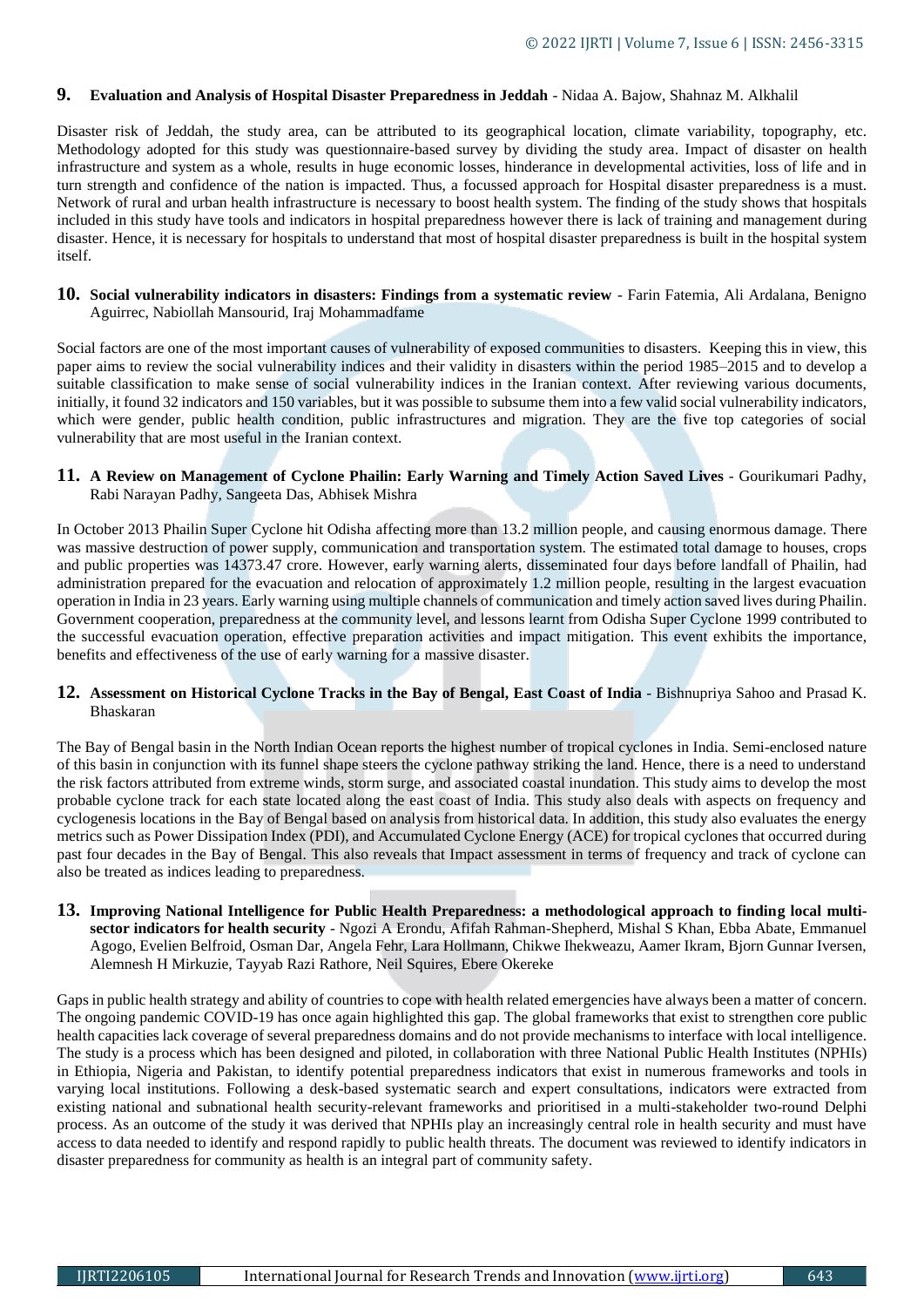**9. Evaluation and Analysis of Hospital Disaster Preparedness in Jeddah** - Nidaa A. Bajow, Shahnaz M. Alkhalil

Disaster risk of Jeddah, the study area, can be attributed to its geographical location, climate variability, topography, etc. Methodology adopted for this study was questionnaire-based survey by dividing the study area. Impact of disaster on health infrastructure and system as a whole, results in huge economic losses, hinderance in developmental activities, loss of life and in turn strength and confidence of the nation is impacted. Thus, a focussed approach for Hospital disaster preparedness is a must. Network of rural and urban health infrastructure is necessary to boost health system. The finding of the study shows that hospitals included in this study have tools and indicators in hospital preparedness however there is lack of training and management during disaster. Hence, it is necessary for hospitals to understand that most of hospital disaster preparedness is built in the hospital system itself.

**10. Social vulnerability indicators in disasters: Findings from a systematic review** - Farin Fatemia, Ali Ardalana, Benigno Aguirrec, Nabiollah Mansourid, Iraj Mohammadfame

Social factors are one of the most important causes of vulnerability of exposed communities to disasters. Keeping this in view, this paper aims to review the social vulnerability indices and their validity in disasters within the period 1985–2015 and to develop a suitable classification to make sense of social vulnerability indices in the Iranian context. After reviewing various documents, initially, it found 32 indicators and 150 variables, but it was possible to subsume them into a few valid social vulnerability indicators, which were gender, public health condition, public infrastructures and migration. They are the five top categories of social vulnerability that are most useful in the Iranian context.

**11. A Review on Management of Cyclone Phailin: Early Warning and Timely Action Saved Lives** - Gourikumari Padhy, Rabi Narayan Padhy, Sangeeta Das, Abhisek Mishra

In October 2013 Phailin Super Cyclone hit Odisha affecting more than 13.2 million people, and causing enormous damage. There was massive destruction of power supply, communication and transportation system. The estimated total damage to houses, crops and public properties was 14373.47 crore. However, early warning alerts, disseminated four days before landfall of Phailin, had administration prepared for the evacuation and relocation of approximately 1.2 million people, resulting in the largest evacuation operation in India in 23 years. Early warning using multiple channels of communication and timely action saved lives during Phailin. Government cooperation, preparedness at the community level, and lessons learnt from Odisha Super Cyclone 1999 contributed to the successful evacuation operation, effective preparation activities and impact mitigation. This event exhibits the importance, benefits and effectiveness of the use of early warning for a massive disaster.

**12. Assessment on Historical Cyclone Tracks in the Bay of Bengal, East Coast of India** - Bishnupriya Sahoo and Prasad K. Bhaskaran

The Bay of Bengal basin in the North Indian Ocean reports the highest number of tropical cyclones in India. Semi-enclosed nature of this basin in conjunction with its funnel shape steers the cyclone pathway striking the land. Hence, there is a need to understand the risk factors attributed from extreme winds, storm surge, and associated coastal inundation. This study aims to develop the most probable cyclone track for each state located along the east coast of India. This study also deals with aspects on frequency and cyclogenesis locations in the Bay of Bengal based on analysis from historical data. In addition, this study also evaluates the energy metrics such as Power Dissipation Index (PDI), and Accumulated Cyclone Energy (ACE) for tropical cyclones that occurred during past four decades in the Bay of Bengal. This also reveals that Impact assessment in terms of frequency and track of cyclone can also be treated as indices leading to preparedness.

**13. Improving National Intelligence for Public Health Preparedness: a methodological approach to finding local multi-sector indicators for health security** - Ngozi A Erondu, Afifah Rahman-Shepherd, Mishal S Khan, Ebba Abate, Emmanuel Agogo, Evelien Belfroid, Osman Dar, Angela Fehr, Lara Hollmann, Chikwe Ihekweazu, Aamer Ikram, Bjorn Gunnar Iversen, Alemnesh H Mirkuzie, Tayyab Razi Rathore, Neil Squires, Ebere Okereke

Gaps in public health strategy and ability of countries to cope with health related emergencies have always been a matter of concern. The ongoing pandemic COVID-19 has once again highlighted this gap. The global frameworks that exist to strengthen core public health capacities lack coverage of several preparedness domains and do not provide mechanisms to interface with local intelligence. The study is a process which has been designed and piloted, in collaboration with three National Public Health Institutes (NPHIs) in Ethiopia, Nigeria and Pakistan, to identify potential preparedness indicators that exist in numerous frameworks and tools in varying local institutions. Following a desk-based systematic search and expert consultations, indicators were extracted from existing national and subnational health security-relevant frameworks and prioritised in a multi-stakeholder two-round Delphi process. As an outcome of the study it was derived that NPHIs play an increasingly central role in health security and must have access to data needed to identify and respond rapidly to public health threats. The document was reviewed to identify indicators in disaster preparedness for community as health is an integral part of community safety.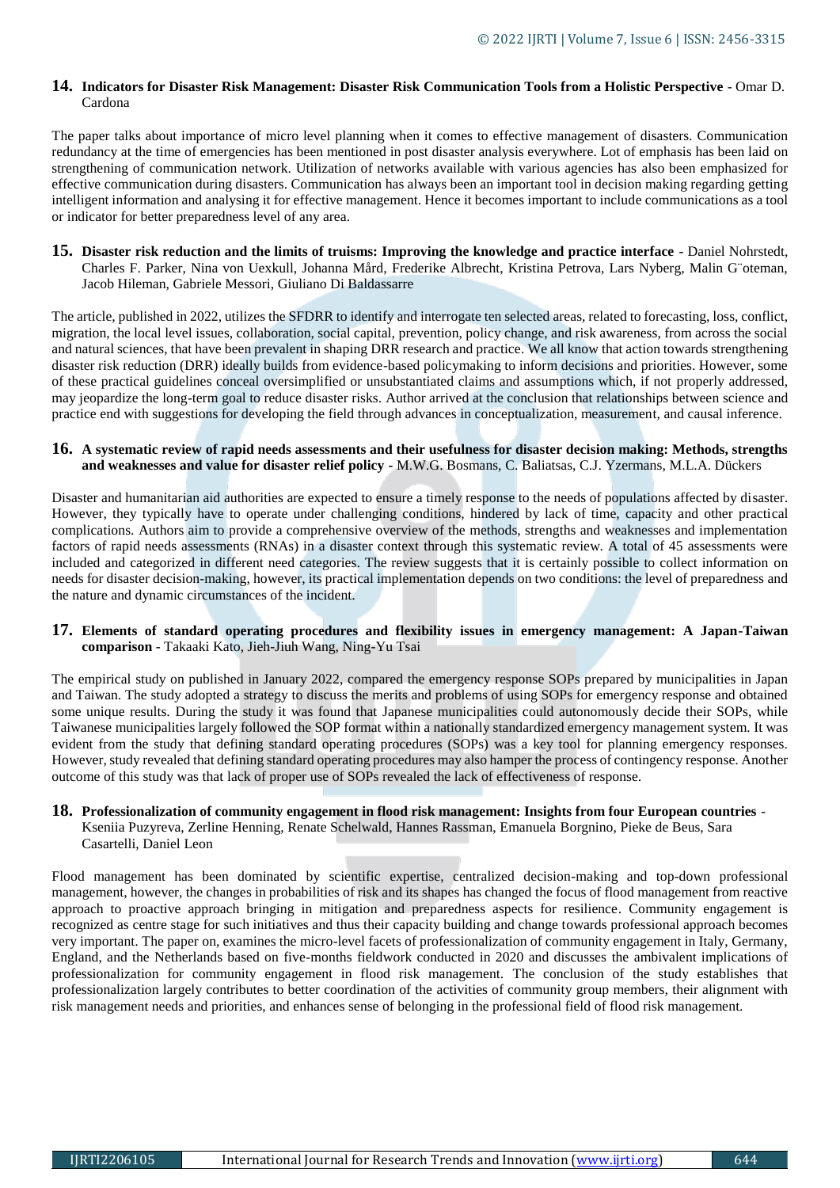**14. Indicators for Disaster Risk Management: Disaster Risk Communication Tools from a Holistic Perspective** - Omar D. Cardona

The paper talks about importance of micro level planning when it comes to effective management of disasters. Communication redundancy at the time of emergencies has been mentioned in post disaster analysis everywhere. Lot of emphasis has been laid on strengthening of communication network. Utilization of networks available with various agencies has also been emphasized for effective communication during disasters. Communication has always been an important tool in decision making regarding getting intelligent information and analysing it for effective management. Hence it becomes important to include communications as a tool or indicator for better preparedness level of any area.

**15. Disaster risk reduction and the limits of truisms: Improving the knowledge and practice interface** - Daniel Nohrstedt, Charles F. Parker, Nina von Uexkull, Johanna Mård, Frederike Albrecht, Kristina Petrova, Lars Nyberg, Malin G¨oteman, Jacob Hileman, Gabriele Messori, Giuliano Di Baldassarre

The article, published in 2022, utilizes the SFDRR to identify and interrogate ten selected areas, related to forecasting, loss, conflict, migration, the local level issues, collaboration, social capital, prevention, policy change, and risk awareness, from across the social and natural sciences, that have been prevalent in shaping DRR research and practice. We all know that action towards strengthening disaster risk reduction (DRR) ideally builds from evidence-based policymaking to inform decisions and priorities. However, some of these practical guidelines conceal oversimplified or unsubstantiated claims and assumptions which, if not properly addressed, may jeopardize the long-term goal to reduce disaster risks. Author arrived at the conclusion that relationships between science and practice end with suggestions for developing the field through advances in conceptualization, measurement, and causal inference.

**16. A systematic review of rapid needs assessments and their usefulness for disaster decision making: Methods, strengths and weaknesses and value for disaster relief policy** - M.W.G. Bosmans, C. Baliatsas, C.J. Yzermans, M.L.A. Dückers

Disaster and humanitarian aid authorities are expected to ensure a timely response to the needs of populations affected by disaster. However, they typically have to operate under challenging conditions, hindered by lack of time, capacity and other practical complications. Authors aim to provide a comprehensive overview of the methods, strengths and weaknesses and implementation factors of rapid needs assessments (RNAs) in a disaster context through this systematic review. A total of 45 assessments were included and categorized in different need categories. The review suggests that it is certainly possible to collect information on needs for disaster decision-making, however, its practical implementation depends on two conditions: the level of preparedness and the nature and dynamic circumstances of the incident.

**17. Elements of standard operating procedures and flexibility issues in emergency management: A Japan-Taiwan comparison** - Takaaki Kato, Jieh-Jiuh Wang, Ning-Yu Tsai

The empirical study on published in January 2022, compared the emergency response SOPs prepared by municipalities in Japan and Taiwan. The study adopted a strategy to discuss the merits and problems of using SOPs for emergency response and obtained some unique results. During the study it was found that Japanese municipalities could autonomously decide their SOPs, while Taiwanese municipalities largely followed the SOP format within a nationally standardized emergency management system. It was evident from the study that defining standard operating procedures (SOPs) was a key tool for planning emergency responses. However, study revealed that defining standard operating procedures may also hamper the process of contingency response. Another outcome of this study was that lack of proper use of SOPs revealed the lack of effectiveness of response.

**18. Professionalization of community engagement in flood risk management: Insights from four European countries** - Kseniia Puzyreva, Zerline Henning, Renate Schelwald, Hannes Rassman, Emanuela Borgnino, Pieke de Beus, Sara Casartelli, Daniel Leon

Flood management has been dominated by scientific expertise, centralized decision-making and top-down professional management, however, the changes in probabilities of risk and its shapes has changed the focus of flood management from reactive approach to proactive approach bringing in mitigation and preparedness aspects for resilience. Community engagement is recognized as centre stage for such initiatives and thus their capacity building and change towards professional approach becomes very important. The paper on, examines the micro-level facets of professionalization of community engagement in Italy, Germany, England, and the Netherlands based on five-months fieldwork conducted in 2020 and discusses the ambivalent implications of professionalization for community engagement in flood risk management. The conclusion of the study establishes that professionalization largely contributes to better coordination of the activities of community group members, their alignment with risk management needs and priorities, and enhances sense of belonging in the professional field of flood risk management.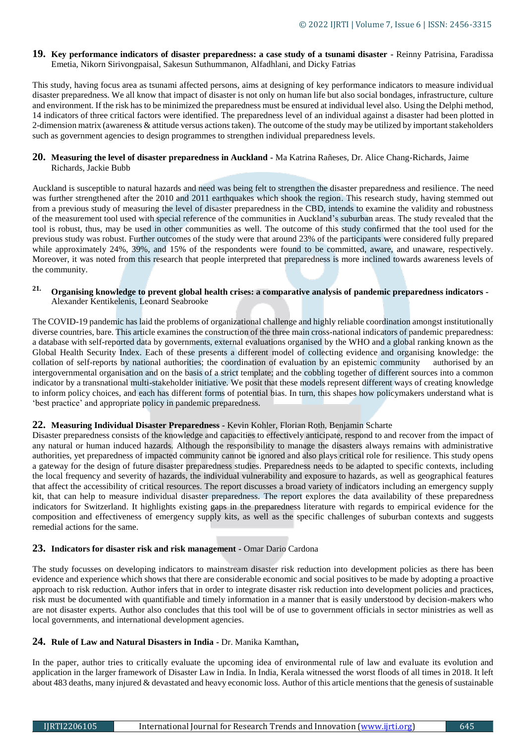**19. Key performance indicators of disaster preparedness: a case study of a tsunami disaster** - Reinny Patrisina, Faradissa Emetia, Nikorn Sirivongpaisal, Sakesun Suthummanon, Alfadhlani, and Dicky Fatrias

This study, having focus area as tsunami affected persons, aims at designing of key performance indicators to measure individual disaster preparedness. We all know that impact of disaster is not only on human life but also social bondages, infrastructure, culture and environment. If the risk has to be minimized the preparedness must be ensured at individual level also. Using the Delphi method, 14 indicators of three critical factors were identified. The preparedness level of an individual against a disaster had been plotted in 2-dimension matrix (awareness & attitude versus actions taken). The outcome of the study may be utilized by important stakeholders such as government agencies to design programmes to strengthen individual preparedness levels.

**20. Measuring the level of disaster preparedness in Auckland** - Ma Katrina Rañeses, Dr. Alice Chang-Richards, Jaime Richards, Jackie Bubb

Auckland is susceptible to natural hazards and need was being felt to strengthen the disaster preparedness and resilience. The need was further strengthened after the 2010 and 2011 earthquakes which shook the region. This research study, having stemmed out from a previous study of measuring the level of disaster preparedness in the CBD, intends to examine the validity and robustness of the measurement tool used with special reference of the communities in Auckland's suburban areas. The study revealed that the tool is robust, thus, may be used in other communities as well. The outcome of this study confirmed that the tool used for the previous study was robust. Further outcomes of the study were that around 23% of the participants were considered fully prepared while approximately 24%, 39%, and 15% of the respondents were found to be committed, aware, and unaware, respectively. Moreover, it was noted from this research that people interpreted that preparedness is more inclined towards awareness levels of the community.

**21. Organising knowledge to prevent global health crises: a comparative analysis of pandemic preparedness indicators** - Alexander Kentikelenis, Leonard Seabrooke

The COVID-19 pandemic has laid the problems of organizational challenge and highly reliable coordination amongst institutionally diverse countries, bare. This article examines the construction of the three main cross-national indicators of pandemic preparedness: a database with self-reported data by governments, external evaluations organised by the WHO and a global ranking known as the Global Health Security Index. Each of these presents a different model of collecting evidence and organising knowledge: the collation of self-reports by national authorities; the coordination of evaluation by an epistemic community authorised by an intergovernmental organisation and on the basis of a strict template; and the cobbling together of different sources into a common indicator by a transnational multi-stakeholder initiative. We posit that these models represent different ways of creating knowledge to inform policy choices, and each has different forms of potential bias. In turn, this shapes how policymakers understand what is 'best practice' and appropriate policy in pandemic preparedness.

**22. Measuring Individual Disaster Preparedness** - Kevin Kohler, Florian Roth, Benjamin Scharte

Disaster preparedness consists of the knowledge and capacities to effectively anticipate, respond to and recover from the impact of any natural or human induced hazards. Although the responsibility to manage the disasters always remains with administrative authorities, yet preparedness of impacted community cannot be ignored and also plays critical role for resilience. This study opens a gateway for the design of future disaster preparedness studies. Preparedness needs to be adapted to specific contexts, including the local frequency and severity of hazards, the individual vulnerability and exposure to hazards, as well as geographical features that affect the accessibility of critical resources. The report discusses a broad variety of indicators including an emergency supply kit, that can help to measure individual disaster preparedness. The report explores the data availability of these preparedness indicators for Switzerland. It highlights existing gaps in the preparedness literature with regards to empirical evidence for the composition and effectiveness of emergency supply kits, as well as the specific challenges of suburban contexts and suggests remedial actions for the same.

**23. Indicators for disaster risk and risk management** - Omar Dario Cardona

The study focusses on developing indicators to mainstream disaster risk reduction into development policies as there has been evidence and experience which shows that there are considerable economic and social positives to be made by adopting a proactive approach to risk reduction. Author infers that in order to integrate disaster risk reduction into development policies and practices, risk must be documented with quantifiable and timely information in a manner that is easily understood by decision-makers who are not disaster experts. Author also concludes that this tool will be of use to government officials in sector ministries as well as local governments, and international development agencies.

**24. Rule of Law and Natural Disasters in India** - Dr. Manika Kamthan,

In the paper, author tries to critically evaluate the upcoming idea of environmental rule of law and evaluate its evolution and application in the larger framework of Disaster Law in India. In India, Kerala witnessed the worst floods of all times in 2018. It left about 483 deaths, many injured & devastated and heavy economic loss. Author of this article mentions that the genesis of sustainable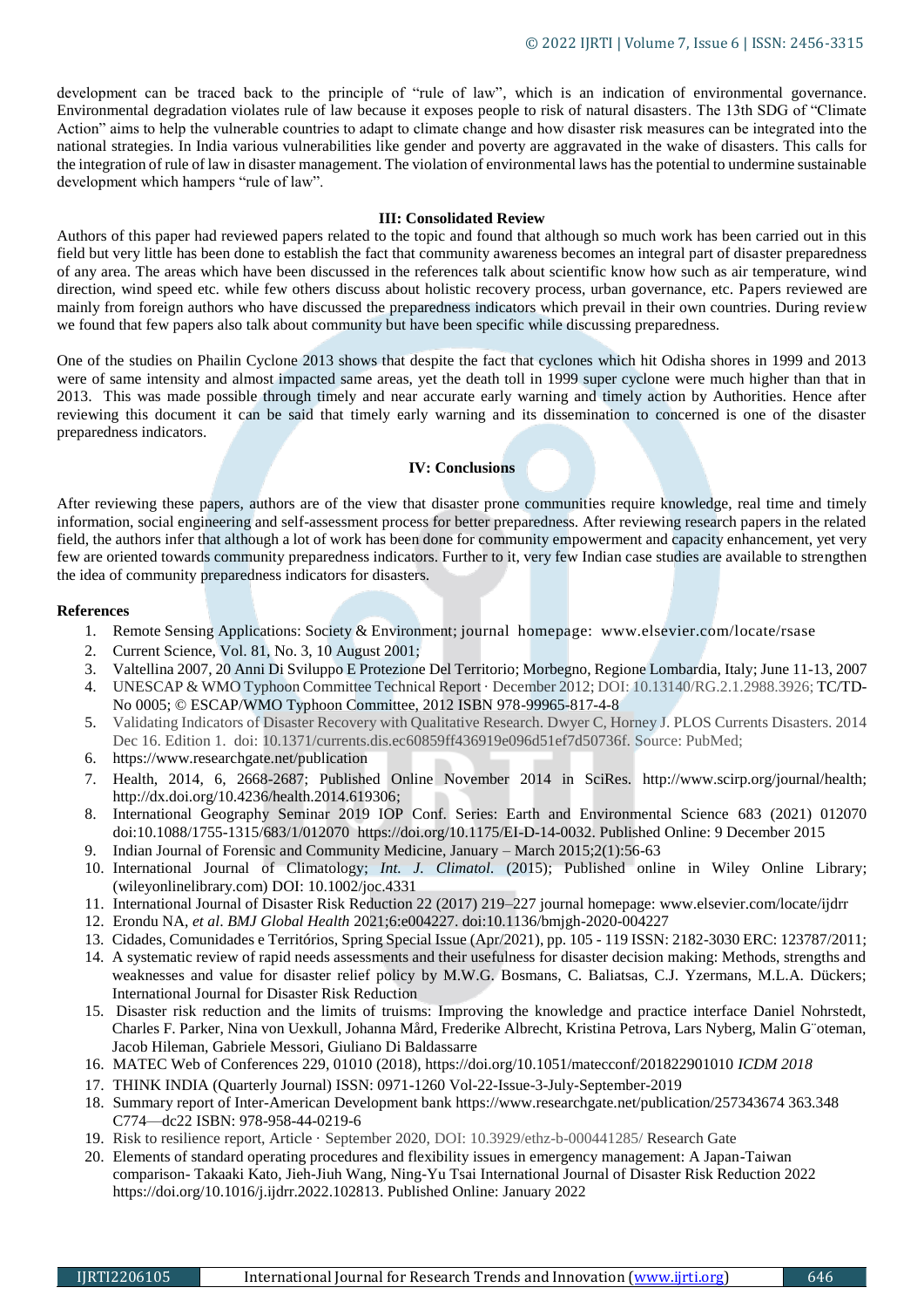development can be traced back to the principle of "rule of law", which is an indication of environmental governance. Environmental degradation violates rule of law because it exposes people to risk of natural disasters. The 13th SDG of "Climate Action" aims to help the vulnerable countries to adapt to climate change and how disaster risk measures can be integrated into the national strategies. In India various vulnerabilities like gender and poverty are aggravated in the wake of disasters. This calls for the integration of rule of law in disaster management. The violation of environmental laws has the potential to undermine sustainable development which hampers "rule of law".

### III: Consolidated Review

Authors of this paper had reviewed papers related to the topic and found that although so much work has been carried out in this field but very little has been done to establish the fact that community awareness becomes an integral part of disaster preparedness of any area. The areas which have been discussed in the references talk about scientific know how such as air temperature, wind direction, wind speed etc. while few others discuss about holistic recovery process, urban governance, etc. Papers reviewed are mainly from foreign authors who have discussed the preparedness indicators which prevail in their own countries. During review we found that few papers also talk about community but have been specific while discussing preparedness.

One of the studies on Phailin Cyclone 2013 shows that despite the fact that cyclones which hit Odisha shores in 1999 and 2013 were of same intensity and almost impacted same areas, yet the death toll in 1999 super cyclone were much higher than that in 2013. This was made possible through timely and near accurate early warning and timely action by Authorities. Hence after reviewing this document it can be said that timely early warning and its dissemination to concerned is one of the disaster preparedness indicators.

### IV: Conclusions

After reviewing these papers, authors are of the view that disaster prone communities require knowledge, real time and timely information, social engineering and self-assessment process for better preparedness. After reviewing research papers in the related field, the authors infer that although a lot of work has been done for community empowerment and capacity enhancement, yet very few are oriented towards community preparedness indicators. Further to it, very few Indian case studies are available to strengthen the idea of community preparedness indicators for disasters.

**References**

1. Remote Sensing Applications: Society & Environment; journal homepage: www.elsevier.com/locate/rsase
2. Current Science, Vol. 81, No. 3, 10 August 2001;
3. Valtellina 2007, 20 Anni Di Sviluppo E Protezione Del Territorio; Morbegno, Regione Lombardia, Italy; June 11-13, 2007
4. UNESCAP & WMO Typhoon Committee Technical Report · December 2012; DOI: 10.13140/RG.2.1.2988.3926; TC/TD-No 0005; © ESCAP/WMO Typhoon Committee, 2012 ISBN 978-99965-817-4-8
5. Validating Indicators of Disaster Recovery with Qualitative Research. Dwyer C, Horney J. PLOS Currents Disasters. 2014 Dec 16. Edition 1. doi: 10.1371/currents.dis.ec60859ff436919e096d51ef7d50736f. Source: PubMed;
6. https://www.researchgate.net/publication
7. Health, 2014, 6, 2668-2687; Published Online November 2014 in SciRes. http://www.scirp.org/journal/health; http://dx.doi.org/10.4236/health.2014.619306;
8. International Geography Seminar 2019 IOP Conf. Series: Earth and Environmental Science 683 (2021) 012070 doi:10.1088/1755-1315/683/1/012070 https://doi.org/10.1175/EI-D-14-0032. Published Online: 9 December 2015
9. Indian Journal of Forensic and Community Medicine, January – March 2015;2(1):56-63
10. International Journal of Climatology; *Int. J. Climatol.* (2015); Published online in Wiley Online Library; (wileyonlinelibrary.com) DOI: 10.1002/joc.4331
11. International Journal of Disaster Risk Reduction 22 (2017) 219–227 journal homepage: www.elsevier.com/locate/ijdrr
12. Erondu NA, *et al*. *BMJ Global Health* 2021;6:e004227. doi:10.1136/bmjgh-2020-004227
13. Cidades, Comunidades e Territórios, Spring Special Issue (Apr/2021), pp. 105 - 119 ISSN: 2182-3030 ERC: 123787/2011;
14. A systematic review of rapid needs assessments and their usefulness for disaster decision making: Methods, strengths and weaknesses and value for disaster relief policy by M.W.G. Bosmans, C. Baliatsas, C.J. Yzermans, M.L.A. Dückers; International Journal for Disaster Risk Reduction
15. Disaster risk reduction and the limits of truisms: Improving the knowledge and practice interface Daniel Nohrstedt, Charles F. Parker, Nina von Uexkull, Johanna Mård, Frederike Albrecht, Kristina Petrova, Lars Nyberg, Malin G¨oteman, Jacob Hileman, Gabriele Messori, Giuliano Di Baldassarre
16. MATEC Web of Conferences 229, 01010 (2018), https://doi.org/10.1051/matecconf/201822901010 *ICDM 2018*
17. THINK INDIA (Quarterly Journal) ISSN: 0971-1260 Vol-22-Issue-3-July-September-2019
18. Summary report of Inter-American Development bank https://www.researchgate.net/publication/257343674 363.348 C774—dc22 ISBN: 978-958-44-0219-6
19. Risk to resilience report, Article · September 2020, DOI: 10.3929/ethz-b-000441285/ Research Gate
20. Elements of standard operating procedures and flexibility issues in emergency management: A Japan-Taiwan comparison- Takaaki Kato, Jieh-Jiuh Wang, Ning-Yu Tsai International Journal of Disaster Risk Reduction 2022 https://doi.org/10.1016/j.ijdrr.2022.102813. Published Online: January 2022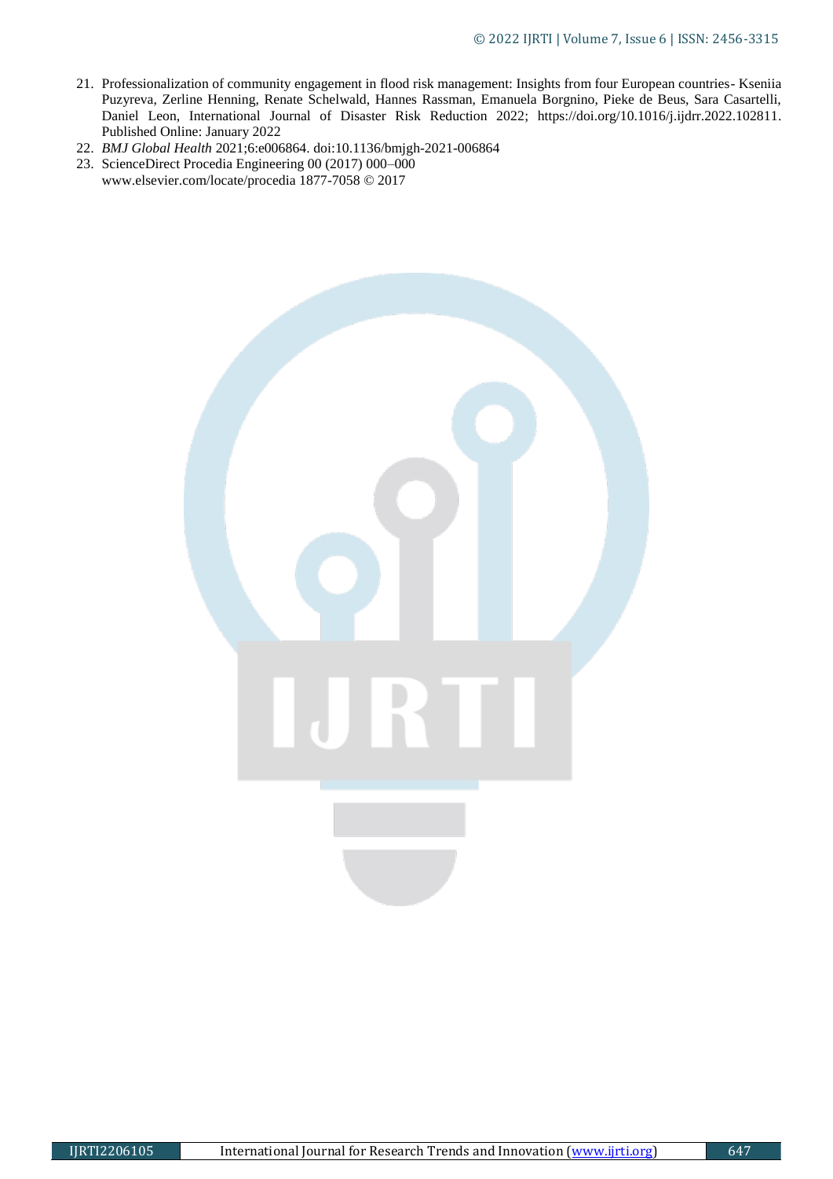21. Professionalization of community engagement in flood risk management: Insights from four European countries- Kseniia Puzyreva, Zerline Henning, Renate Schelwald, Hannes Rassman, Emanuela Borgnino, Pieke de Beus, Sara Casartelli, Daniel Leon, International Journal of Disaster Risk Reduction 2022; https://doi.org/10.1016/j.ijdrr.2022.102811. Published Online: January 2022
22. *BMJ Global Health* 2021;6:e006864. doi:10.1136/bmjgh-2021-006864
23. ScienceDirect Procedia Engineering 00 (2017) 000–000
    www.elsevier.com/locate/procedia 1877-7058 © 2017